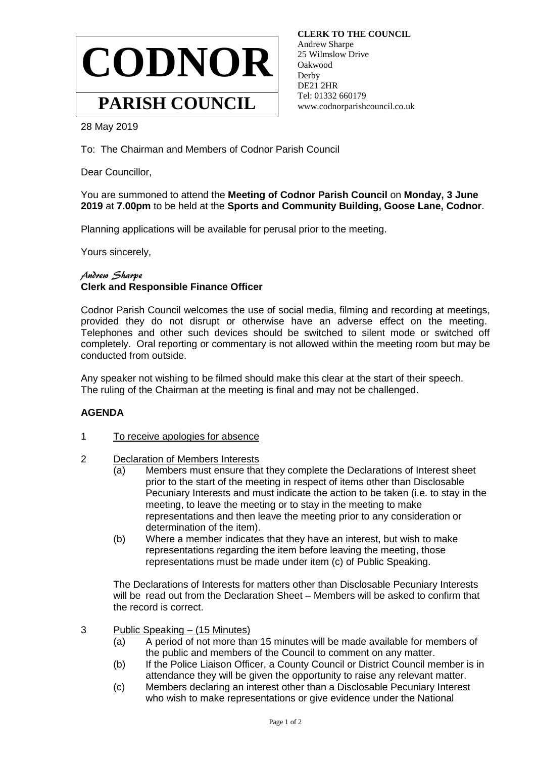# CODNOR

## PARISH COUNCIL

**CLERK TO THE COUNCIL**
Andrew Sharpe
25 Wilmslow Drive
Oakwood
Derby
DE21 2HR
Tel: 01332 660179
www.codnorparishcouncil.co.uk

28 May 2019

To: The Chairman and Members of Codnor Parish Council

Dear Councillor,

You are summoned to attend the **Meeting of Codnor Parish Council** on **Monday, 3 June 2019** at **7.00pm** to be held at the **Sports and Community Building, Goose Lane, Codnor**.

Planning applications will be available for perusal prior to the meeting.

Yours sincerely,

*Andrew Sharpe*
**Clerk and Responsible Finance Officer**

Codnor Parish Council welcomes the use of social media, filming and recording at meetings, provided they do not disrupt or otherwise have an adverse effect on the meeting. Telephones and other such devices should be switched to silent mode or switched off completely. Oral reporting or commentary is not allowed within the meeting room but may be conducted from outside.

Any speaker not wishing to be filmed should make this clear at the start of their speech. The ruling of the Chairman at the meeting is final and may not be challenged.

**AGENDA**

1 To receive apologies for absence

2 Declaration of Members Interests
   (a) Members must ensure that they complete the Declarations of Interest sheet prior to the start of the meeting in respect of items other than Disclosable Pecuniary Interests and must indicate the action to be taken (i.e. to stay in the meeting, to leave the meeting or to stay in the meeting to make representations and then leave the meeting prior to any consideration or determination of the item).
   (b) Where a member indicates that they have an interest, but wish to make representations regarding the item before leaving the meeting, those representations must be made under item (c) of Public Speaking.

   The Declarations of Interests for matters other than Disclosable Pecuniary Interests will be read out from the Declaration Sheet – Members will be asked to confirm that the record is correct.

3 Public Speaking – (15 Minutes)
   (a) A period of not more than 15 minutes will be made available for members of the public and members of the Council to comment on any matter.
   (b) If the Police Liaison Officer, a County Council or District Council member is in attendance they will be given the opportunity to raise any relevant matter.
   (c) Members declaring an interest other than a Disclosable Pecuniary Interest who wish to make representations or give evidence under the National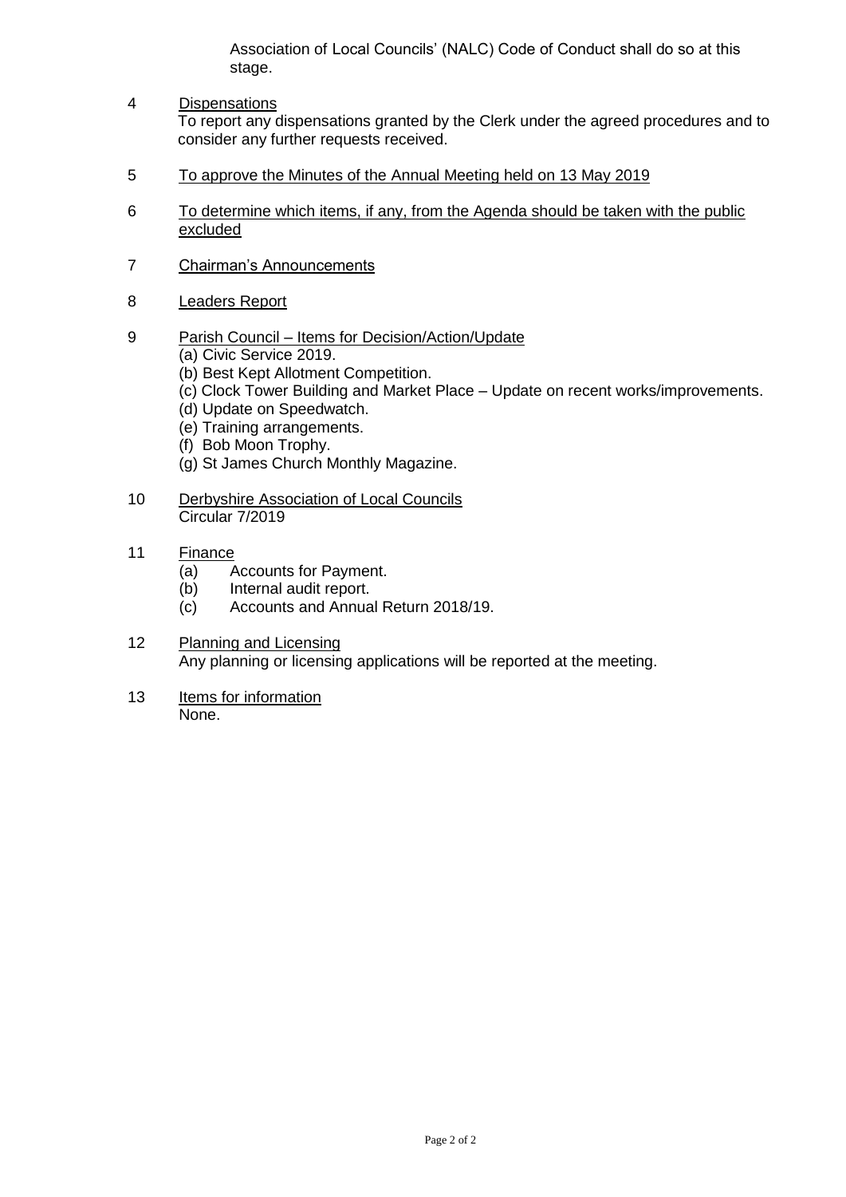Association of Local Councils' (NALC) Code of Conduct shall do so at this stage.

4 Dispensations

To report any dispensations granted by the Clerk under the agreed procedures and to consider any further requests received.

5 To approve the Minutes of the Annual Meeting held on 13 May 2019

6 To determine which items, if any, from the Agenda should be taken with the public excluded

7 Chairman's Announcements

8 Leaders Report

9 Parish Council – Items for Decision/Action/Update

(a) Civic Service 2019.
(b) Best Kept Allotment Competition.
(c) Clock Tower Building and Market Place – Update on recent works/improvements.
(d) Update on Speedwatch.
(e) Training arrangements.
(f) Bob Moon Trophy.
(g) St James Church Monthly Magazine.

10 Derbyshire Association of Local Councils

Circular 7/2019

11 Finance

(a) Accounts for Payment.
(b) Internal audit report.
(c) Accounts and Annual Return 2018/19.

12 Planning and Licensing

Any planning or licensing applications will be reported at the meeting.

13 Items for information

None.